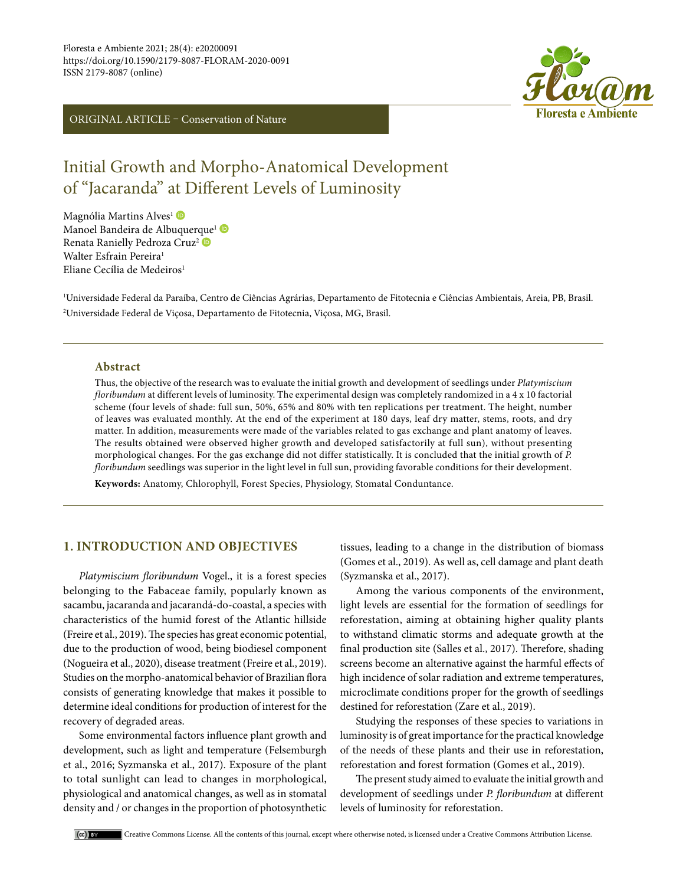Floresta e Ambiente 2021; 28(4): e20200091
https://doi.org/10.1590/2179-8087-FLORAM-2020-0091
ISSN 2179-8087 (online)

ORIGINAL ARTICLE – Conservation of Nature

# Initial Growth and Morpho-Anatomical Development of "Jacaranda" at Different Levels of Luminosity

Magnólia Martins Alves[1]
Manoel Bandeira de Albuquerque[1]
Renata Ranielly Pedroza Cruz[2]
Walter Esfrain Pereira[1]
Eliane Cecília de Medeiros[1]

[1]Universidade Federal da Paraíba, Centro de Ciências Agrárias, Departamento de Fitotecnia e Ciências Ambientais, Areia, PB, Brasil.
[2]Universidade Federal de Viçosa, Departamento de Fitotecnia, Viçosa, MG, Brasil.

### Abstract

Thus, the objective of the research was to evaluate the initial growth and development of seedlings under *Platymiscium floribundum* at different levels of luminosity. The experimental design was completely randomized in a 4 x 10 factorial scheme (four levels of shade: full sun, 50%, 65% and 80% with ten replications per treatment. The height, number of leaves was evaluated monthly. At the end of the experiment at 180 days, leaf dry matter, stems, roots, and dry matter. In addition, measurements were made of the variables related to gas exchange and plant anatomy of leaves. The results obtained were observed higher growth and developed satisfactorily at full sun), without presenting morphological changes. For the gas exchange did not differ statistically. It is concluded that the initial growth of *P. floribundum* seedlings was superior in the light level in full sun, providing favorable conditions for their development.

**Keywords:** Anatomy, Chlorophyll, Forest Species, Physiology, Stomatal Conduntance.

## 1. INTRODUCTION AND OBJECTIVES

*Platymiscium floribundum* Vogel., it is a forest species belonging to the Fabaceae family, popularly known as sacambu, jacaranda and jacarandá-do-coastal, a species with characteristics of the humid forest of the Atlantic hillside (Freire et al., 2019). The species has great economic potential, due to the production of wood, being biodiesel component (Nogueira et al., 2020), disease treatment (Freire et al., 2019). Studies on the morpho-anatomical behavior of Brazilian flora consists of generating knowledge that makes it possible to determine ideal conditions for production of interest for the recovery of degraded areas.

Some environmental factors influence plant growth and development, such as light and temperature (Felsemburgh et al., 2016; Syzmanska et al., 2017). Exposure of the plant to total sunlight can lead to changes in morphological, physiological and anatomical changes, as well as in stomatal density and / or changes in the proportion of photosynthetic tissues, leading to a change in the distribution of biomass (Gomes et al., 2019). As well as, cell damage and plant death (Syzmanska et al., 2017).

Among the various components of the environment, light levels are essential for the formation of seedlings for reforestation, aiming at obtaining higher quality plants to withstand climatic storms and adequate growth at the final production site (Salles et al., 2017). Therefore, shading screens become an alternative against the harmful effects of high incidence of solar radiation and extreme temperatures, microclimate conditions proper for the growth of seedlings destined for reforestation (Zare et al., 2019).

Studying the responses of these species to variations in luminosity is of great importance for the practical knowledge of the needs of these plants and their use in reforestation, reforestation and forest formation (Gomes et al., 2019).

The present study aimed to evaluate the initial growth and development of seedlings under *P. floribundum* at different levels of luminosity for reforestation.

Creative Commons License. All the contents of this journal, except where otherwise noted, is licensed under a Creative Commons Attribution License.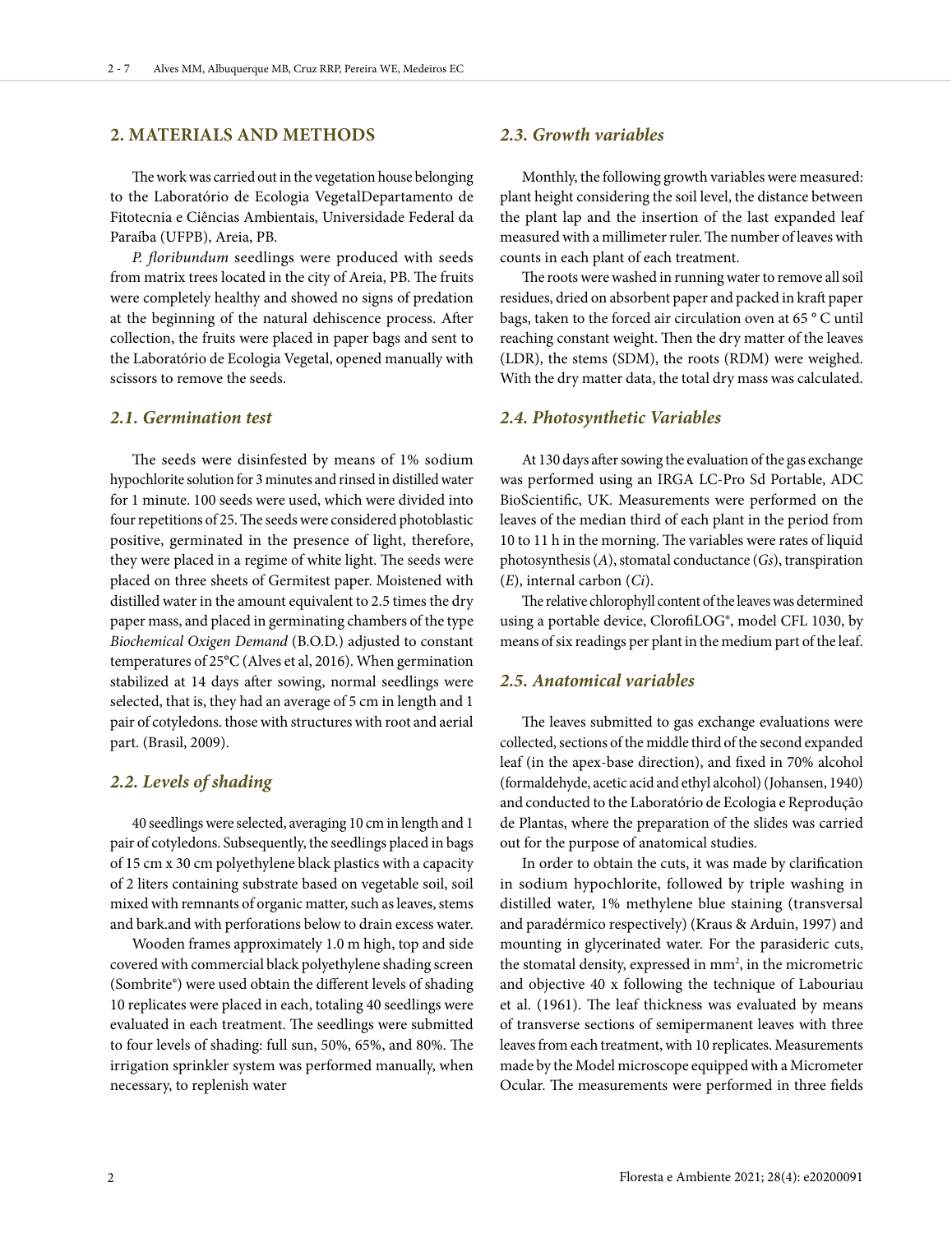## 2. MATERIALS AND METHODS

The work was carried out in the vegetation house belonging to the Laboratório de Ecologia VegetalDepartamento de Fitotecnia e Ciências Ambientais, Universidade Federal da Paraíba (UFPB), Areia, PB.

*P. floribundum* seedlings were produced with seeds from matrix trees located in the city of Areia, PB. The fruits were completely healthy and showed no signs of predation at the beginning of the natural dehiscence process. After collection, the fruits were placed in paper bags and sent to the Laboratório de Ecologia Vegetal, opened manually with scissors to remove the seeds.

### 2.1. Germination test

The seeds were disinfested by means of 1% sodium hypochlorite solution for 3 minutes and rinsed in distilled water for 1 minute. 100 seeds were used, which were divided into four repetitions of 25. The seeds were considered photoblastic positive, germinated in the presence of light, therefore, they were placed in a regime of white light. The seeds were placed on three sheets of Germitest paper. Moistened with distilled water in the amount equivalent to 2.5 times the dry paper mass, and placed in germinating chambers of the type *Biochemical Oxigen Demand* (B.O.D.) adjusted to constant temperatures of 25°C (Alves et al, 2016). When germination stabilized at 14 days after sowing, normal seedlings were selected, that is, they had an average of 5 cm in length and 1 pair of cotyledons. those with structures with root and aerial part. (Brasil, 2009).

### 2.2. Levels of shading

40 seedlings were selected, averaging 10 cm in length and 1 pair of cotyledons. Subsequently, the seedlings placed in bags of 15 cm x 30 cm polyethylene black plastics with a capacity of 2 liters containing substrate based on vegetable soil, soil mixed with remnants of organic matter, such as leaves, stems and bark.and with perforations below to drain excess water.

Wooden frames approximately 1.0 m high, top and side covered with commercial black polyethylene shading screen (Sombrite®) were used obtain the different levels of shading 10 replicates were placed in each, totaling 40 seedlings were evaluated in each treatment. The seedlings were submitted to four levels of shading: full sun, 50%, 65%, and 80%. The irrigation sprinkler system was performed manually, when necessary, to replenish water

### 2.3. Growth variables

Monthly, the following growth variables were measured: plant height considering the soil level, the distance between the plant lap and the insertion of the last expanded leaf measured with a millimeter ruler. The number of leaves with counts in each plant of each treatment.

The roots were washed in running water to remove all soil residues, dried on absorbent paper and packed in kraft paper bags, taken to the forced air circulation oven at 65 ° C until reaching constant weight. Then the dry matter of the leaves (LDR), the stems (SDM), the roots (RDM) were weighed. With the dry matter data, the total dry mass was calculated.

### 2.4. Photosynthetic Variables

At 130 days after sowing the evaluation of the gas exchange was performed using an IRGA LC-Pro Sd Portable, ADC BioScientific, UK. Measurements were performed on the leaves of the median third of each plant in the period from 10 to 11 h in the morning. The variables were rates of liquid photosynthesis (*A*), stomatal conductance (*Gs*), transpiration (*E*), internal carbon (*Ci*).

The relative chlorophyll content of the leaves was determined using a portable device, ClorofiLOG®, model CFL 1030, by means of six readings per plant in the medium part of the leaf.

### 2.5. Anatomical variables

The leaves submitted to gas exchange evaluations were collected, sections of the middle third of the second expanded leaf (in the apex-base direction), and fixed in 70% alcohol (formaldehyde, acetic acid and ethyl alcohol) (Johansen, 1940) and conducted to the Laboratório de Ecologia e Reprodução de Plantas, where the preparation of the slides was carried out for the purpose of anatomical studies.

In order to obtain the cuts, it was made by clarification in sodium hypochlorite, followed by triple washing in distilled water, 1% methylene blue staining (transversal and paradérmico respectively) (Kraus & Arduin, 1997) and mounting in glycerinated water. For the parasideric cuts, the stomatal density, expressed in $mm^2$, in the micrometric and objective 40 x following the technique of Labouriau et al. (1961). The leaf thickness was evaluated by means of transverse sections of semipermanent leaves with three leaves from each treatment, with 10 replicates. Measurements made by the Model microscope equipped with a Micrometer Ocular. The measurements were performed in three fields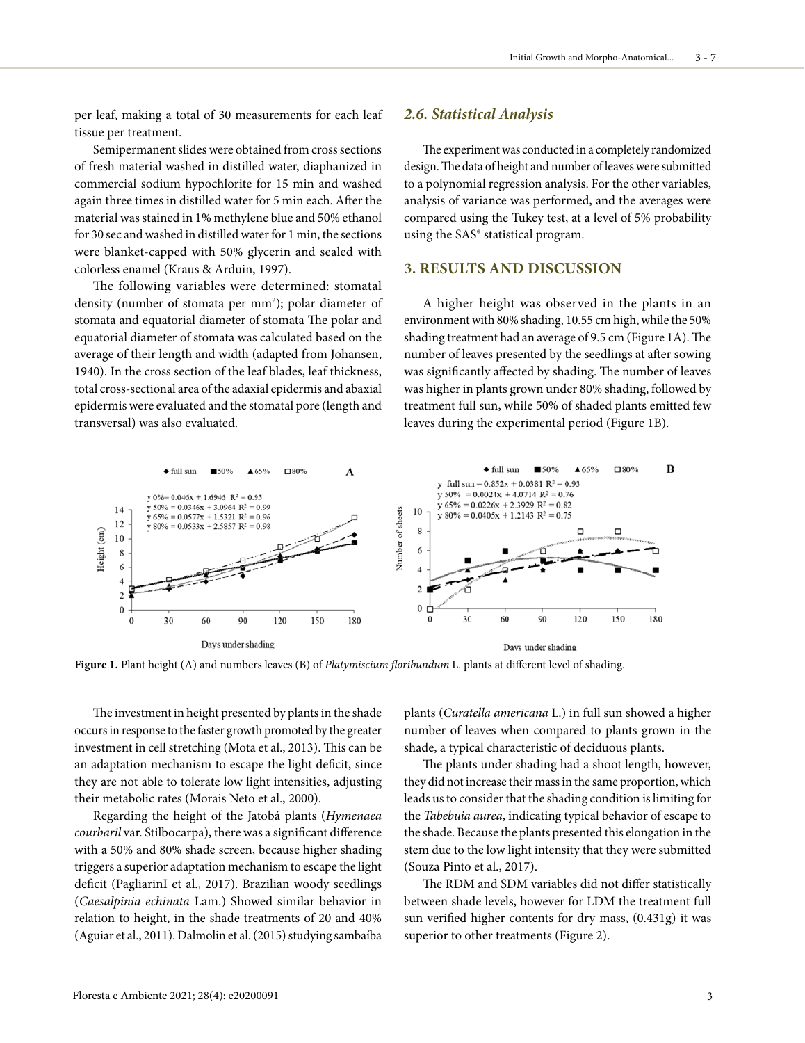per leaf, making a total of 30 measurements for each leaf tissue per treatment.

Semipermanent slides were obtained from cross sections of fresh material washed in distilled water, diaphanized in commercial sodium hypochlorite for 15 min and washed again three times in distilled water for 5 min each. After the material was stained in 1% methylene blue and 50% ethanol for 30 sec and washed in distilled water for 1 min, the sections were blanket-capped with 50% glycerin and sealed with colorless enamel (Kraus & Arduin, 1997).

The following variables were determined: stomatal density (number of stomata per mm$^2$); polar diameter of stomata and equatorial diameter of stomata The polar and equatorial diameter of stomata was calculated based on the average of their length and width (adapted from Johansen, 1940). In the cross section of the leaf blades, leaf thickness, total cross-sectional area of the adaxial epidermis and abaxial epidermis were evaluated and the stomatal pore (length and transversal) was also evaluated.

### 2.6. Statistical Analysis

The experiment was conducted in a completely randomized design. The data of height and number of leaves were submitted to a polynomial regression analysis. For the other variables, analysis of variance was performed, and the averages were compared using the Tukey test, at a level of 5% probability using the SAS® statistical program.

## 3. RESULTS AND DISCUSSION

A higher height was observed in the plants in an environment with 80% shading, 10.55 cm high, while the 50% shading treatment had an average of 9.5 cm (Figure 1A). The number of leaves presented by the seedlings at after sowing was significantly affected by shading. The number of leaves was higher in plants grown under 80% shading, followed by treatment full sun, while 50% of shaded plants emitted few leaves during the experimental period (Figure 1B).

**Figure 1.** Plant height (A) and numbers leaves (B) of *Platymiscium floribundum* L. plants at different level of shading.

The investment in height presented by plants in the shade occurs in response to the faster growth promoted by the greater investment in cell stretching (Mota et al., 2013). This can be an adaptation mechanism to escape the light deficit, since they are not able to tolerate low light intensities, adjusting their metabolic rates (Morais Neto et al., 2000).

Regarding the height of the Jatobá plants (*Hymenaea courbaril* var. Stilbocarpa), there was a significant difference with a 50% and 80% shade screen, because higher shading triggers a superior adaptation mechanism to escape the light deficit (PagliarinI et al., 2017). Brazilian woody seedlings (*Caesalpinia echinata* Lam.) Showed similar behavior in relation to height, in the shade treatments of 20 and 40% (Aguiar et al., 2011). Dalmolin et al. (2015) studying sambaíba plants (*Curatella americana* L.) in full sun showed a higher number of leaves when compared to plants grown in the shade, a typical characteristic of deciduous plants.

The plants under shading had a shoot length, however, they did not increase their mass in the same proportion, which leads us to consider that the shading condition is limiting for the *Tabebuia aurea*, indicating typical behavior of escape to the shade. Because the plants presented this elongation in the stem due to the low light intensity that they were submitted (Souza Pinto et al., 2017).

The RDM and SDM variables did not differ statistically between shade levels, however for LDM the treatment full sun verified higher contents for dry mass, (0.431g) it was superior to other treatments (Figure 2).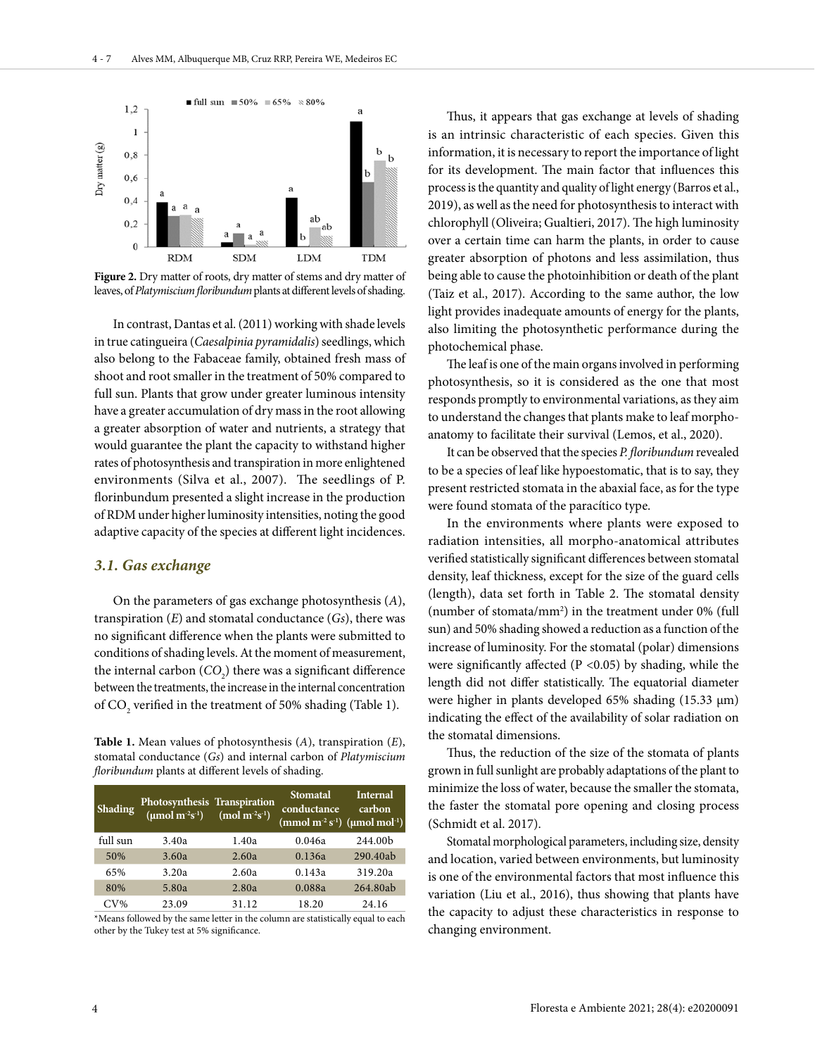Figure 2. Dry matter of roots, dry matter of stems and dry matter of leaves, of *Platymiscium floribundum* plants at different levels of shading.

In contrast, Dantas et al. (2011) working with shade levels in true catingueira (*Caesalpinia pyramidalis*) seedlings, which also belong to the Fabaceae family, obtained fresh mass of shoot and root smaller in the treatment of 50% compared to full sun. Plants that grow under greater luminous intensity have a greater accumulation of dry mass in the root allowing a greater absorption of water and nutrients, a strategy that would guarantee the plant the capacity to withstand higher rates of photosynthesis and transpiration in more enlightened environments (Silva et al., 2007). The seedlings of P. florinbundum presented a slight increase in the production of RDM under higher luminosity intensities, noting the good adaptive capacity of the species at different light incidences.

### 3.1. Gas exchange

On the parameters of gas exchange photosynthesis (*A*), transpiration (*E*) and stomatal conductance (*Gs*), there was no significant difference when the plants were submitted to conditions of shading levels. At the moment of measurement, the internal carbon ($CO_2$) there was a significant difference between the treatments, the increase in the internal concentration of $CO_2$ verified in the treatment of 50% shading (Table 1).

**Table 1.** Mean values of photosynthesis (*A*), transpiration (*E*), stomatal conductance (*Gs*) and internal carbon of *Platymiscium floribundum* plants at different levels of shading.

| Shading | Photosynthesis ($\mu$mol m$^{-2}$s$^{-1}$) | Transpiration (mol m$^{-2}$s$^{-1}$) | Stomatal conductance (mmol m$^{-2}$ s$^{-1}$) | Internal carbon ($\mu$mol mol$^{-1}$) |
|---|---|---|---|---|
| full sun | 3.40a | 1.40a | 0.046a | 244.00b |
| 50% | 3.60a | 2.60a | 0.136a | 290.40ab |
| 65% | 3.20a | 2.60a | 0.143a | 319.20a |
| 80% | 5.80a | 2.80a | 0.088a | 264.80ab |
| CV% | 23.09 | 31.12 | 18.20 | 24.16 |

*Means followed by the same letter in the column are statistically equal to each other by the Tukey test at 5% significance.

Thus, it appears that gas exchange at levels of shading is an intrinsic characteristic of each species. Given this information, it is necessary to report the importance of light for its development. The main factor that influences this process is the quantity and quality of light energy (Barros et al., 2019), as well as the need for photosynthesis to interact with chlorophyll (Oliveira; Gualtieri, 2017). The high luminosity over a certain time can harm the plants, in order to cause greater absorption of photons and less assimilation, thus being able to cause the photoinhibition or death of the plant (Taiz et al., 2017). According to the same author, the low light provides inadequate amounts of energy for the plants, also limiting the photosynthetic performance during the photochemical phase.

The leaf is one of the main organs involved in performing photosynthesis, so it is considered as the one that most responds promptly to environmental variations, as they aim to understand the changes that plants make to leaf morpho-anatomy to facilitate their survival (Lemos, et al., 2020).

It can be observed that the species *P. floribundum* revealed to be a species of leaf like hypoestomatic, that is to say, they present restricted stomata in the abaxial face, as for the type were found stomata of the paracítico type.

In the environments where plants were exposed to radiation intensities, all morpho-anatomical attributes verified statistically significant differences between stomatal density, leaf thickness, except for the size of the guard cells (length), data set forth in Table 2. The stomatal density (number of stomata/mm$^2$) in the treatment under 0% (full sun) and 50% shading showed a reduction as a function of the increase of luminosity. For the stomatal (polar) dimensions were significantly affected ($P < 0.05$) by shading, while the length did not differ statistically. The equatorial diameter were higher in plants developed 65% shading (15.33 µm) indicating the effect of the availability of solar radiation on the stomatal dimensions.

Thus, the reduction of the size of the stomata of plants grown in full sunlight are probably adaptations of the plant to minimize the loss of water, because the smaller the stomata, the faster the stomatal pore opening and closing process (Schmidt et al. 2017).

Stomatal morphological parameters, including size, density and location, varied between environments, but luminosity is one of the environmental factors that most influence this variation (Liu et al., 2016), thus showing that plants have the capacity to adjust these characteristics in response to changing environment.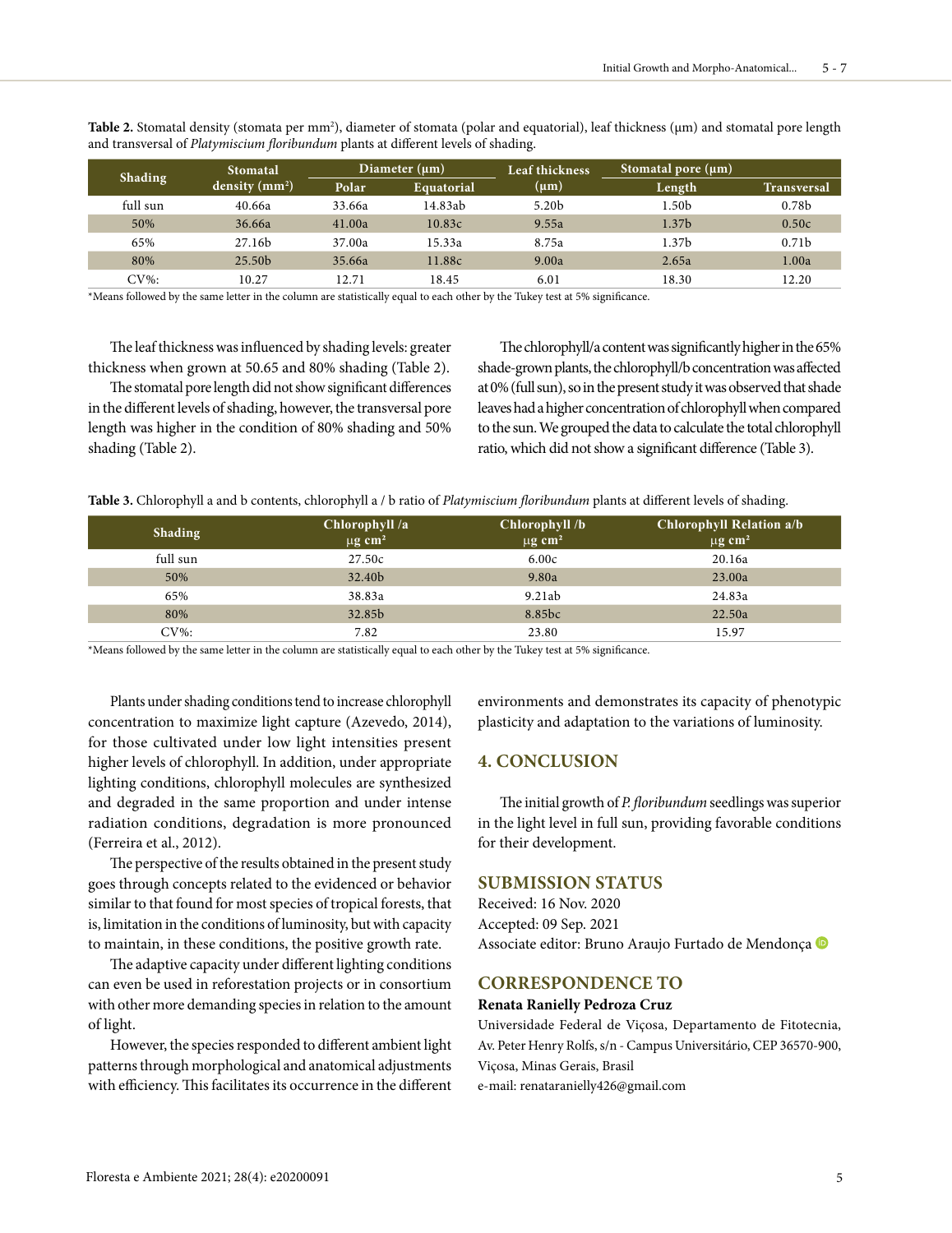**Table 2.** Stomatal density (stomata per mm²), diameter of stomata (polar and equatorial), leaf thickness (µm) and stomatal pore length and transversal of *Platymiscium floribundum* plants at different levels of shading.

| Shading | Stomatal density (mm²) | Diameter (µm) | | Leaf thickness (µm) | Stomatal pore (µm) | |
|---|---|---|---|---|---|---|
| | | Polar | Equatorial | | Length | Transversal |
| full sun | 40.66a | 33.66a | 14.83ab | 5.20b | 1.50b | 0.78b |
| 50% | 36.66a | 41.00a | 10.83c | 9.55a | 1.37b | 0.50c |
| 65% | 27.16b | 37.00a | 15.33a | 8.75a | 1.37b | 0.71b |
| 80% | 25.50b | 35.66a | 11.88c | 9.00a | 2.65a | 1.00a |
| CV%: | 10.27 | 12.71 | 18.45 | 6.01 | 18.30 | 12.20 |

*Means followed by the same letter in the column are statistically equal to each other by the Tukey test at 5% significance.

The leaf thickness was influenced by shading levels: greater thickness when grown at 50.65 and 80% shading (Table 2).

The stomatal pore length did not show significant differences in the different levels of shading, however, the transversal pore length was higher in the condition of 80% shading and 50% shading (Table 2).

The chlorophyll/a content was significantly higher in the 65% shade-grown plants, the chlorophyll/b concentration was affected at 0% (full sun), so in the present study it was observed that shade leaves had a higher concentration of chlorophyll when compared to the sun. We grouped the data to calculate the total chlorophyll ratio, which did not show a significant difference (Table 3).

**Table 3.** Chlorophyll a and b contents, chlorophyll a / b ratio of *Platymiscium floribundum* plants at different levels of shading.

| Shading | Chlorophyll /a µg cm² | Chlorophyll /b µg cm² | Chlorophyll Relation a/b µg cm² |
|---|---|---|---|
| full sun | 27.50c | 6.00c | 20.16a |
| 50% | 32.40b | 9.80a | 23.00a |
| 65% | 38.83a | 9.21ab | 24.83a |
| 80% | 32.85b | 8.85bc | 22.50a |
| CV%: | 7.82 | 23.80 | 15.97 |

*Means followed by the same letter in the column are statistically equal to each other by the Tukey test at 5% significance.

Plants under shading conditions tend to increase chlorophyll concentration to maximize light capture (Azevedo, 2014), for those cultivated under low light intensities present higher levels of chlorophyll. In addition, under appropriate lighting conditions, chlorophyll molecules are synthesized and degraded in the same proportion and under intense radiation conditions, degradation is more pronounced (Ferreira et al., 2012).

The perspective of the results obtained in the present study goes through concepts related to the evidenced or behavior similar to that found for most species of tropical forests, that is, limitation in the conditions of luminosity, but with capacity to maintain, in these conditions, the positive growth rate.

The adaptive capacity under different lighting conditions can even be used in reforestation projects or in consortium with other more demanding species in relation to the amount of light.

However, the species responded to different ambient light patterns through morphological and anatomical adjustments with efficiency. This facilitates its occurrence in the different environments and demonstrates its capacity of phenotypic plasticity and adaptation to the variations of luminosity.

## 4. CONCLUSION

The initial growth of *P. floribundum* seedlings was superior in the light level in full sun, providing favorable conditions for their development.

## SUBMISSION STATUS

Received: 16 Nov. 2020
Accepted: 09 Sep. 2021
Associate editor: Bruno Araujo Furtado de Mendonça

## CORRESPONDENCE TO

**Renata Ranielly Pedroza Cruz**

Universidade Federal de Viçosa, Departamento de Fitotecnia, Av. Peter Henry Rolfs, s/n - Campus Universitário, CEP 36570-900, Viçosa, Minas Gerais, Brasil
e-mail: renataranielly426@gmail.com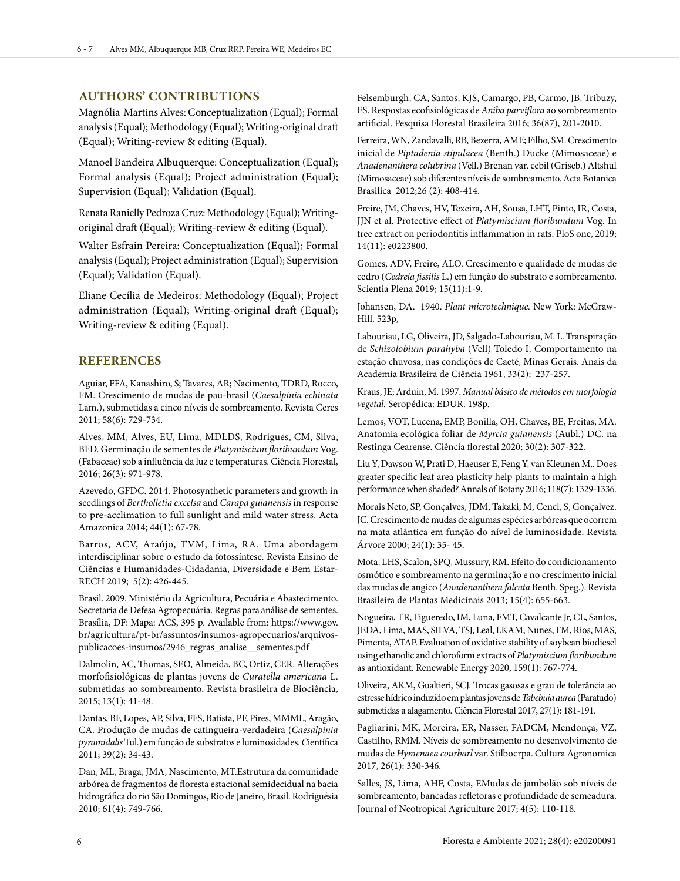## AUTHORS' CONTRIBUTIONS

Magnólia Martins Alves: Conceptualization (Equal); Formal analysis (Equal); Methodology (Equal); Writing-original draft (Equal); Writing-review & editing (Equal).

Manoel Bandeira Albuquerque: Conceptualization (Equal); Formal analysis (Equal); Project administration (Equal); Supervision (Equal); Validation (Equal).

Renata Ranielly Pedroza Cruz: Methodology (Equal); Writing-original draft (Equal); Writing-review & editing (Equal).

Walter Esfrain Pereira: Conceptualization (Equal); Formal analysis (Equal); Project administration (Equal); Supervision (Equal); Validation (Equal).

Eliane Cecília de Medeiros: Methodology (Equal); Project administration (Equal); Writing-original draft (Equal); Writing-review & editing (Equal).

## REFERENCES

Aguiar, FFA, Kanashiro, S; Tavares, AR; Nacimento, TDRD, Rocco, FM. Crescimento de mudas de pau-brasil (*Caesalpinia echinata* Lam.), submetidas a cinco níveis de sombreamento. Revista Ceres 2011; 58(6): 729-734.

Alves, MM, Alves, EU, Lima, MDLDS, Rodrigues, CM, Silva, BFD. Germinação de sementes de *Platymiscium floribundum* Vog. (Fabaceae) sob a influência da luz e temperaturas. Ciência Florestal, 2016; 26(3): 971-978.

Azevedo, GFDC. 2014. Photosynthetic parameters and growth in seedlings of *Bertholletia excelsa* and *Carapa guianensis* in response to pre-acclimation to full sunlight and mild water stress. Acta Amazonica 2014; 44(1): 67-78.

Barros, ACV, Araújo, TVM, Lima, RA. Uma abordagem interdisciplinar sobre o estudo da fotossíntese. Revista Ensino de Ciências e Humanidades-Cidadania, Diversidade e Bem Estar-RECH 2019; 5(2): 426-445.

Brasil. 2009. Ministério da Agricultura, Pecuária e Abastecimento. Secretaria de Defesa Agropecuária. Regras para análise de sementes. Brasília, DF: Mapa: ACS, 395 p. Available from: https://www.gov.br/agricultura/pt-br/assuntos/insumos-agropecuarios/arquivos-publicacoes-insumos/2946_regras_analise__sementes.pdf

Dalmolin, AC, Thomas, SEO, Almeida, BC, Ortiz, CER. Alterações morfofisiológicas de plantas jovens de *Curatella americana* L. submetidas ao sombreamento. Revista brasileira de Biociência, 2015; 13(1): 41-48.

Dantas, BF, Lopes, AP, Silva, FFS, Batista, PF, Pires, MMML, Aragão, CA. Produção de mudas de catingueira-verdadeira (*Caesalpinia pyramidalis* Tul.) em função de substratos e luminosidades. Científica 2011; 39(2): 34-43.

Dan, ML, Braga, JMA, Nascimento, MT.Estrutura da comunidade arbórea de fragmentos de floresta estacional semidecidual na bacia hidrográfica do rio São Domingos, Rio de Janeiro, Brasil. Rodriguésia 2010; 61(4): 749-766.

Felsemburgh, CA, Santos, KJS, Camargo, PB, Carmo, JB, Tribuzy, ES. Respostas ecofisiológicas de *Aniba parviflora* ao sombreamento artificial. Pesquisa Florestal Brasileira 2016; 36(87), 201-2010.

Ferreira, WN, Zandavalli, RB, Bezerra, AME; Filho, SM. Crescimento inicial de *Piptadenia stipulacea* (Benth.) Ducke (Mimosaceae) e *Anadenanthera colubrina* (Vell.) Brenan var. cebil (Griseb.) Altshul (Mimosaceae) sob diferentes níveis de sombreamento. Acta Botanica Brasilica 2012;26 (2): 408-414.

Freire, JM, Chaves, HV, Texeira, AH, Sousa, LHT, Pinto, IR, Costa, JJN et al. Protective effect of *Platymiscium floribundum* Vog. In tree extract on periodontitis inflammation in rats. PloS one, 2019; 14(11): e0223800.

Gomes, ADV, Freire, ALO. Crescimento e qualidade de mudas de cedro (*Cedrela fissilis* L.) em função do substrato e sombreamento. Scientia Plena 2019; 15(11):1-9.

Johansen, DA. 1940. *Plant microtechnique.* New York: McGraw-Hill. 523p,

Labouriau, LG, Oliveira, JD, Salgado-Labouriau, M. L. Transpiração de *Schizolobium parahyba* (Vell) Toledo I. Comportamento na estação chuvosa, nas condições de Caeté, Minas Gerais. Anais da Academia Brasileira de Ciência 1961, 33(2): 237-257.

Kraus, JE; Arduin, M. 1997. *Manual básico de métodos em morfologia vegetal.* Seropédica: EDUR. 198p.

Lemos, VOT, Lucena, EMP, Bonilla, OH, Chaves, BE, Freitas, MA. Anatomia ecológica foliar de *Myrcia guianensis* (Aubl.) DC. na Restinga Cearense. Ciência florestal 2020; 30(2): 307-322.

Liu Y, Dawson W, Prati D, Haeuser E, Feng Y, van Kleunen M.. Does greater specific leaf area plasticity help plants to maintain a high performance when shaded? Annals of Botany 2016; 118(7): 1329-1336.

Morais Neto, SP, Gonçalves, JDM, Takaki, M, Cenci, S, Gonçalvez. JC. Crescimento de mudas de algumas espécies arbóreas que ocorrem na mata atlântica em função do nível de luminosidade. Revista Árvore 2000; 24(1): 35- 45.

Mota, LHS, Scalon, SPQ, Mussury, RM. Efeito do condicionamento osmótico e sombreamento na germinação e no crescimento inicial das mudas de angico (*Anadenanthera falcata* Benth. Speg.). Revista Brasileira de Plantas Medicinais 2013; 15(4): 655-663.

Nogueira, TR, Figueredo, IM, Luna, FMT, Cavalcante Jr, CL, Santos, JEDA, Lima, MAS, SILVA, TSJ, Leal, LKAM, Nunes, FM, Rios, MAS, Pimenta, ATAP. Evaluation of oxidative stability of soybean biodiesel using ethanolic and chloroform extracts of *Platymiscium floribundum* as antioxidant. Renewable Energy 2020, 159(1): 767-774.

Oliveira, AKM, Gualtieri, SCJ. Trocas gasosas e grau de tolerância ao estresse hídrico induzido em plantas jovens de *Tabebuia aurea* (Paratudo) submetidas a alagamento. Ciência Florestal 2017, 27(1): 181-191.

Pagliarini, MK, Moreira, ER, Nasser, FADCM, Mendonça, VZ, Castilho, RMM. Níveis de sombreamento no desenvolvimento de mudas de *Hymenaea courbarl* var. Stilbocrpa. Cultura Agronomica 2017, 26(1): 330-346.

Salles, JS, Lima, AHF, Costa, EMudas de jambolão sob níveis de sombreamento, bancadas refletoras e profundidade de semeadura. Journal of Neotropical Agriculture 2017; 4(5): 110-118.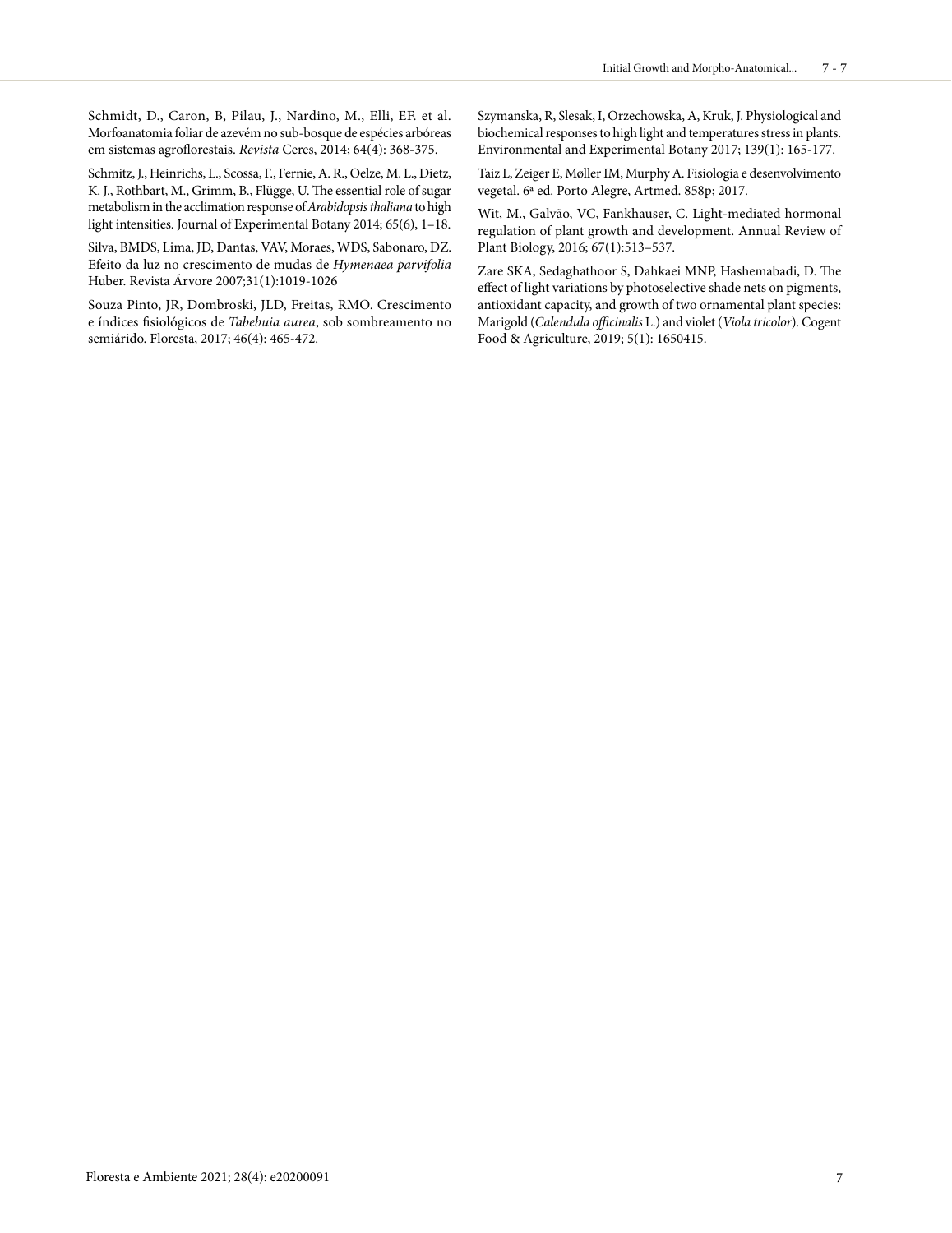Schmidt, D., Caron, B, Pilau, J., Nardino, M., Elli, EF. et al. Morfoanatomia foliar de azevém no sub-bosque de espécies arbóreas em sistemas agroflorestais. *Revista* Ceres, 2014; 64(4): 368-375.

Schmitz, J., Heinrichs, L., Scossa, F., Fernie, A. R., Oelze, M. L., Dietz, K. J., Rothbart, M., Grimm, B., Flügge, U. The essential role of sugar metabolism in the acclimation response of *Arabidopsis thaliana* to high light intensities. Journal of Experimental Botany 2014; 65(6), 1–18.

Silva, BMDS, Lima, JD, Dantas, VAV, Moraes, WDS, Sabonaro, DZ. Efeito da luz no crescimento de mudas de *Hymenaea parvifolia* Huber. Revista Árvore 2007;31(1):1019-1026

Souza Pinto, JR, Dombroski, JLD, Freitas, RMO. Crescimento e índices fisiológicos de *Tabebuia aurea*, sob sombreamento no semiárido. Floresta, 2017; 46(4): 465-472.

Szymanska, R, Slesak, I, Orzechowska, A, Kruk, J. Physiological and biochemical responses to high light and temperatures stress in plants. Environmental and Experimental Botany 2017; 139(1): 165-177.

Taiz L, Zeiger E, Møller IM, Murphy A. Fisiologia e desenvolvimento vegetal. 6ª ed. Porto Alegre, Artmed. 858p; 2017.

Wit, M., Galvão, VC, Fankhauser, C. Light-mediated hormonal regulation of plant growth and development. Annual Review of Plant Biology, 2016; 67(1):513–537.

Zare SKA, Sedaghathoor S, Dahkaei MNP, Hashemabadi, D. The effect of light variations by photoselective shade nets on pigments, antioxidant capacity, and growth of two ornamental plant species: Marigold (*Calendula officinalis* L.) and violet (*Viola tricolor*). Cogent Food & Agriculture, 2019; 5(1): 1650415.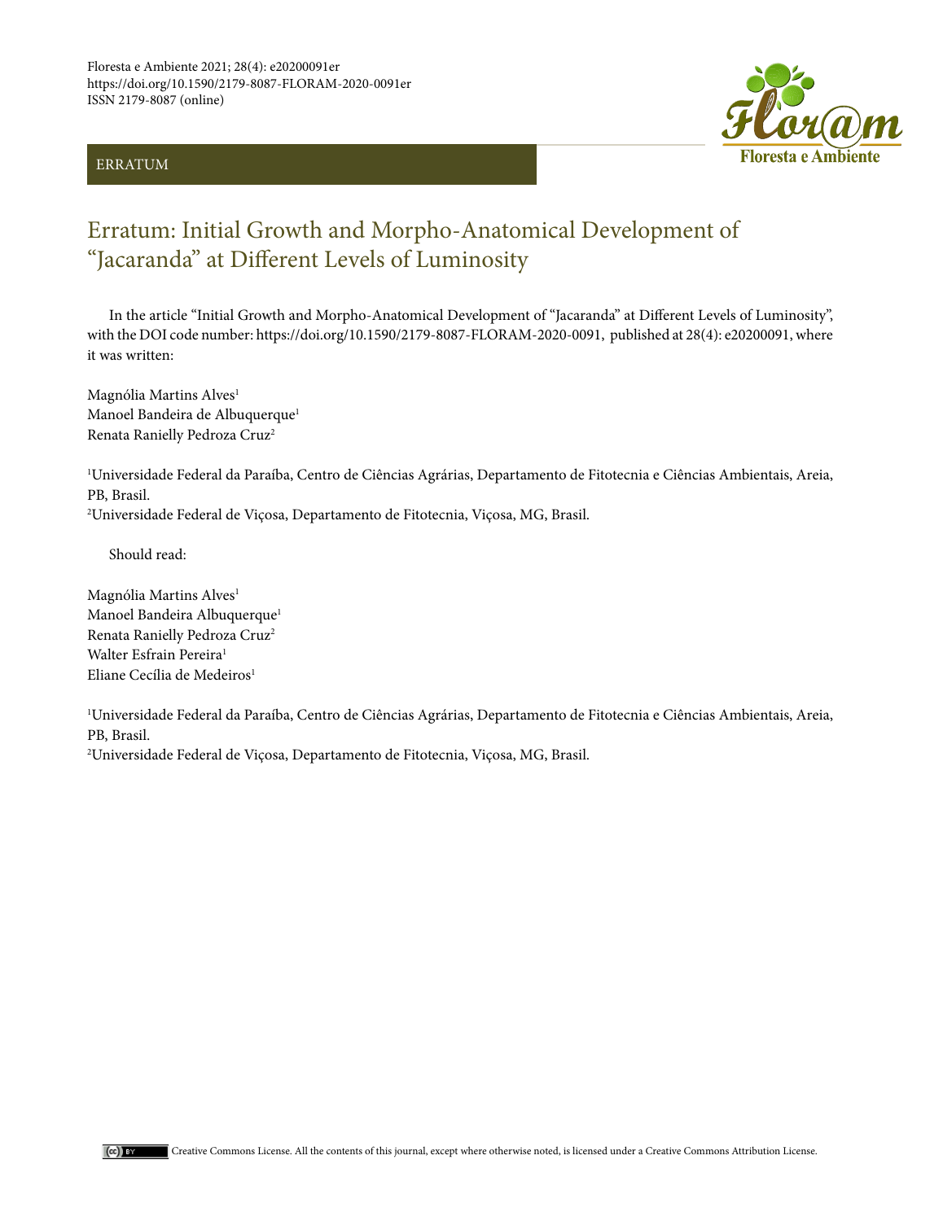ERRATUM

# Erratum: Initial Growth and Morpho-Anatomical Development of "Jacaranda" at Different Levels of Luminosity

In the article "Initial Growth and Morpho-Anatomical Development of "Jacaranda" at Different Levels of Luminosity", with the DOI code number: https://doi.org/10.1590/2179-8087-FLORAM-2020-0091, published at 28(4): e20200091, where it was written:

Magnólia Martins Alves[1]
Manoel Bandeira de Albuquerque[1]
Renata Ranielly Pedroza Cruz[2]

[1]Universidade Federal da Paraíba, Centro de Ciências Agrárias, Departamento de Fitotecnia e Ciências Ambientais, Areia, PB, Brasil.
[2]Universidade Federal de Viçosa, Departamento de Fitotecnia, Viçosa, MG, Brasil.

Should read:

Magnólia Martins Alves[1]
Manoel Bandeira Albuquerque[1]
Renata Ranielly Pedroza Cruz[2]
Walter Esfrain Pereira[1]
Eliane Cecília de Medeiros[1]

[1]Universidade Federal da Paraíba, Centro de Ciências Agrárias, Departamento de Fitotecnia e Ciências Ambientais, Areia, PB, Brasil.
[2]Universidade Federal de Viçosa, Departamento de Fitotecnia, Viçosa, MG, Brasil.

Creative Commons License. All the contents of this journal, except where otherwise noted, is licensed under a Creative Commons Attribution License.